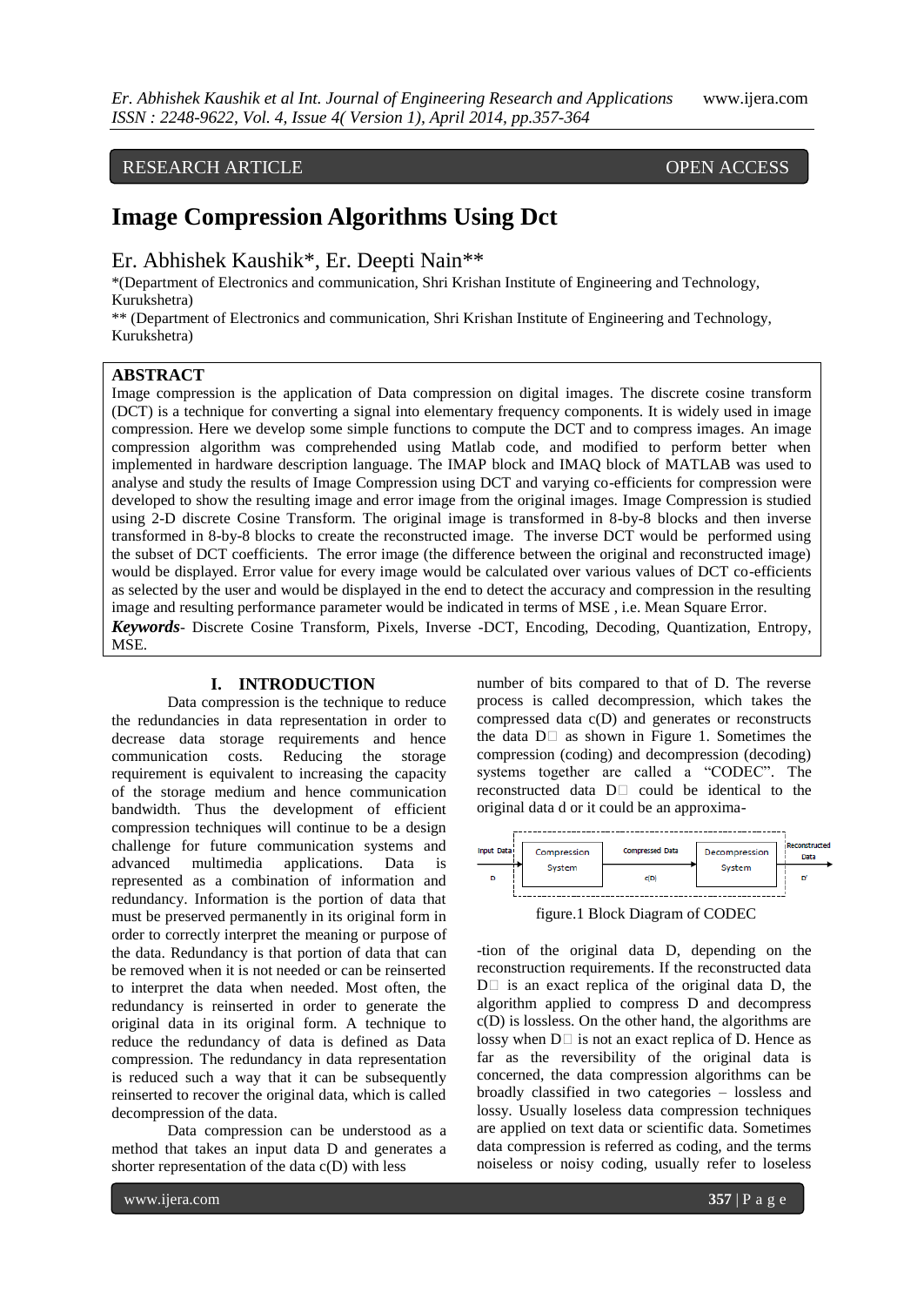RESEARCH ARTICLE OPEN ACCESS

# Image Compression Algorithms Using Dct

Er. Abhishek Kaushik*, Er. Deepti Nain**

*(Department of Electronics and communication, Shri Krishan Institute of Engineering and Technology, Kurukshetra)

** (Department of Electronics and communication, Shri Krishan Institute of Engineering and Technology, Kurukshetra)

## ABSTRACT

Image compression is the application of Data compression on digital images. The discrete cosine transform (DCT) is a technique for converting a signal into elementary frequency components. It is widely used in image compression. Here we develop some simple functions to compute the DCT and to compress images. An image compression algorithm was comprehended using Matlab code, and modified to perform better when implemented in hardware description language. The IMAP block and IMAQ block of MATLAB was used to analyse and study the results of Image Compression using DCT and varying co-efficients for compression were developed to show the resulting image and error image from the original images. Image Compression is studied using 2-D discrete Cosine Transform. The original image is transformed in 8-by-8 blocks and then inverse transformed in 8-by-8 blocks to create the reconstructed image. The inverse DCT would be performed using the subset of DCT coefficients. The error image (the difference between the original and reconstructed image) would be displayed. Error value for every image would be calculated over various values of DCT co-efficients as selected by the user and would be displayed in the end to detect the accuracy and compression in the resulting image and resulting performance parameter would be indicated in terms of MSE , i.e. Mean Square Error.

***Keywords***- Discrete Cosine Transform, Pixels, Inverse -DCT, Encoding, Decoding, Quantization, Entropy, MSE.

## I. INTRODUCTION

Data compression is the technique to reduce the redundancies in data representation in order to decrease data storage requirements and hence communication costs. Reducing the storage requirement is equivalent to increasing the capacity of the storage medium and hence communication bandwidth. Thus the development of efficient compression techniques will continue to be a design challenge for future communication systems and advanced multimedia applications. Data is represented as a combination of information and redundancy. Information is the portion of data that must be preserved permanently in its original form in order to correctly interpret the meaning or purpose of the data. Redundancy is that portion of data that can be removed when it is not needed or can be reinserted to interpret the data when needed. Most often, the redundancy is reinserted in order to generate the original data in its original form. A technique to reduce the redundancy of data is defined as Data compression. The redundancy in data representation is reduced such a way that it can be subsequently reinserted to recover the original data, which is called decompression of the data.

Data compression can be understood as a method that takes an input data D and generates a shorter representation of the data c(D) with less number of bits compared to that of D. The reverse process is called decompression, which takes the compressed data c(D) and generates or reconstructs the data D as shown in Figure 1. Sometimes the compression (coding) and decompression (decoding) systems together are called a "CODEC". The reconstructed data D could be identical to the original data d or it could be an approxima-

Input Data D → Compression System → Compressed Data c(D) → Decompression System → Reconstructed Data D'

figure.1 Block Diagram of CODEC

-tion of the original data D, depending on the reconstruction requirements. If the reconstructed data D is an exact replica of the original data D, the algorithm applied to compress D and decompress c(D) is lossless. On the other hand, the algorithms are lossy when D is not an exact replica of D. Hence as far as the reversibility of the original data is concerned, the data compression algorithms can be broadly classified in two categories – lossless and lossy. Usually loseless data compression techniques are applied on text data or scientific data. Sometimes data compression is referred as coding, and the terms noiseless or noisy coding, usually refer to loseless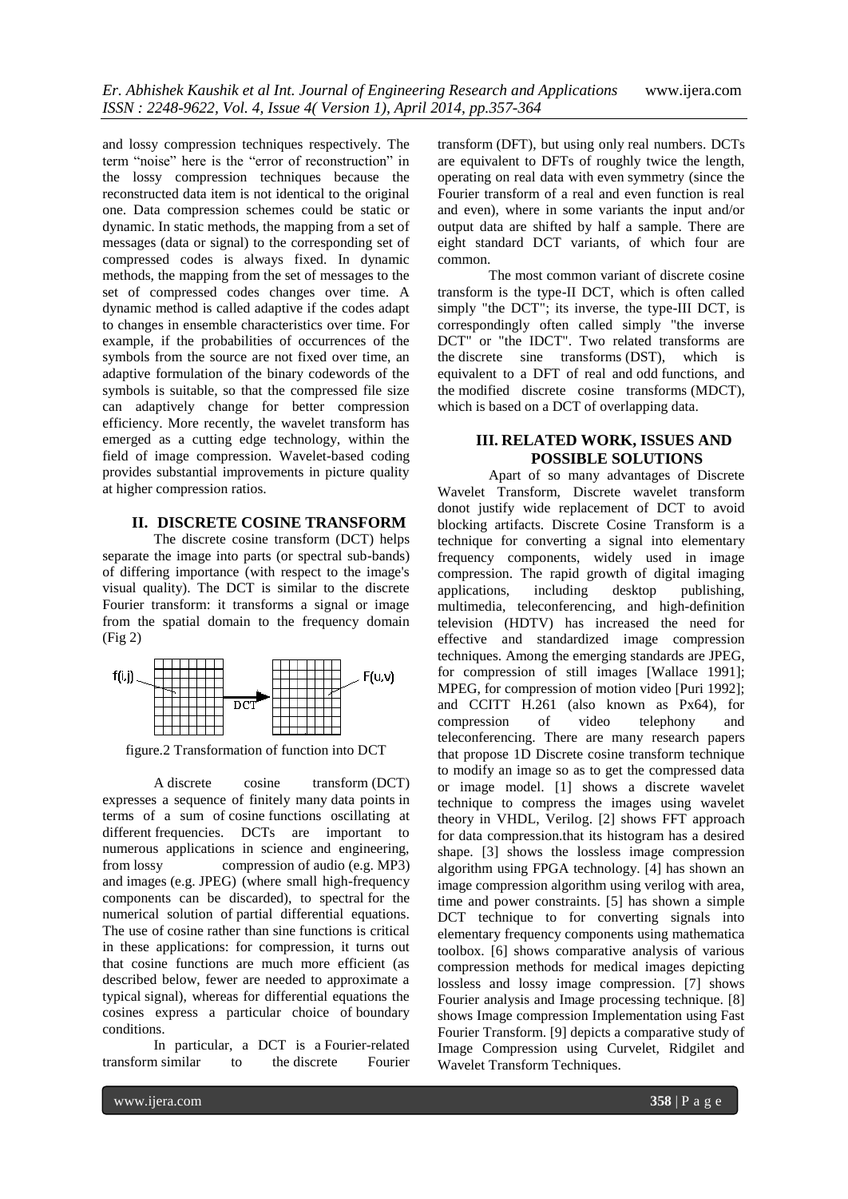and lossy compression techniques respectively. The term "noise" here is the "error of reconstruction" in the lossy compression techniques because the reconstructed data item is not identical to the original one. Data compression schemes could be static or dynamic. In static methods, the mapping from a set of messages (data or signal) to the corresponding set of compressed codes is always fixed. In dynamic methods, the mapping from the set of messages to the set of compressed codes changes over time. A dynamic method is called adaptive if the codes adapt to changes in ensemble characteristics over time. For example, if the probabilities of occurrences of the symbols from the source are not fixed over time, an adaptive formulation of the binary codewords of the symbols is suitable, so that the compressed file size can adaptively change for better compression efficiency. More recently, the wavelet transform has emerged as a cutting edge technology, within the field of image compression. Wavelet-based coding provides substantial improvements in picture quality at higher compression ratios.

## II. DISCRETE COSINE TRANSFORM

The discrete cosine transform (DCT) helps separate the image into parts (or spectral sub-bands) of differing importance (with respect to the image's visual quality). The DCT is similar to the discrete Fourier transform: it transforms a signal or image from the spatial domain to the frequency domain (Fig 2)

$f(i,j)$ DCT $F(u,v)$

figure.2 Transformation of function into DCT

A discrete cosine transform (DCT) expresses a sequence of finitely many data points in terms of a sum of cosine functions oscillating at different frequencies. DCTs are important to numerous applications in science and engineering, from lossy compression of audio (e.g. MP3) and images (e.g. JPEG) (where small high-frequency components can be discarded), to spectral for the numerical solution of partial differential equations. The use of cosine rather than sine functions is critical in these applications: for compression, it turns out that cosine functions are much more efficient (as described below, fewer are needed to approximate a typical signal), whereas for differential equations the cosines express a particular choice of boundary conditions.

In particular, a DCT is a Fourier-related transform similar to the discrete Fourier transform (DFT), but using only real numbers. DCTs are equivalent to DFTs of roughly twice the length, operating on real data with even symmetry (since the Fourier transform of a real and even function is real and even), where in some variants the input and/or output data are shifted by half a sample. There are eight standard DCT variants, of which four are common.

The most common variant of discrete cosine transform is the type-II DCT, which is often called simply "the DCT"; its inverse, the type-III DCT, is correspondingly often called simply "the inverse DCT" or "the IDCT". Two related transforms are the discrete sine transforms (DST), which is equivalent to a DFT of real and odd functions, and the modified discrete cosine transforms (MDCT), which is based on a DCT of overlapping data.

## III. RELATED WORK, ISSUES AND POSSIBLE SOLUTIONS

Apart of so many advantages of Discrete Wavelet Transform, Discrete wavelet transform donot justify wide replacement of DCT to avoid blocking artifacts. Discrete Cosine Transform is a technique for converting a signal into elementary frequency components, widely used in image compression. The rapid growth of digital imaging applications, including desktop publishing, multimedia, teleconferencing, and high-definition television (HDTV) has increased the need for effective and standardized image compression techniques. Among the emerging standards are JPEG, for compression of still images [Wallace 1991]; MPEG, for compression of motion video [Puri 1992]; and CCITT H.261 (also known as Px64), for compression of video telephony and teleconferencing. There are many research papers that propose 1D Discrete cosine transform technique to modify an image so as to get the compressed data or image model. [1] shows a discrete wavelet technique to compress the images using wavelet theory in VHDL, Verilog. [2] shows FFT approach for data compression.that its histogram has a desired shape. [3] shows the lossless image compression algorithm using FPGA technology. [4] has shown an image compression algorithm using verilog with area, time and power constraints. [5] has shown a simple DCT technique to for converting signals into elementary frequency components using mathematica toolbox. [6] shows comparative analysis of various compression methods for medical images depicting lossless and lossy image compression. [7] shows Fourier analysis and Image processing technique. [8] shows Image compression Implementation using Fast Fourier Transform. [9] depicts a comparative study of Image Compression using Curvelet, Ridgilet and Wavelet Transform Techniques.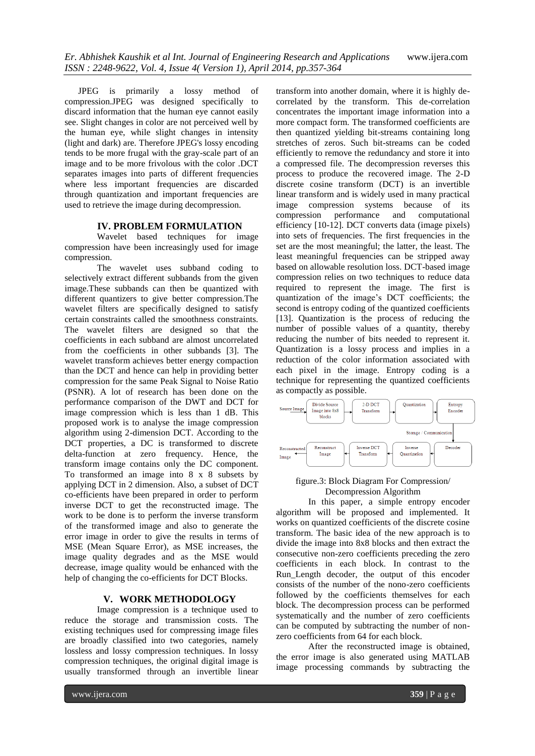JPEG is primarily a lossy method of compression.JPEG was designed specifically to discard information that the human eye cannot easily see. Slight changes in color are not perceived well by the human eye, while slight changes in intensity (light and dark) are. Therefore JPEG's lossy encoding tends to be more frugal with the gray-scale part of an image and to be more frivolous with the color .DCT separates images into parts of different frequencies where less important frequencies are discarded through quantization and important frequencies are used to retrieve the image during decompression.

## IV. PROBLEM FORMULATION

Wavelet based techniques for image compression have been increasingly used for image compression.

The wavelet uses subband coding to selectively extract different subbands from the given image.These subbands can then be quantized with different quantizers to give better compression.The wavelet filters are specifically designed to satisfy certain constraints called the smoothness constraints. The wavelet filters are designed so that the coefficients in each subband are almost uncorrelated from the coefficients in other subbands [3]. The wavelet transform achieves better energy compaction than the DCT and hence can help in providing better compression for the same Peak Signal to Noise Ratio (PSNR). A lot of research has been done on the performance comparison of the DWT and DCT for image compression which is less than 1 dB. This proposed work is to analyse the image compression algorithm using 2-dimension DCT. According to the DCT properties, a DC is transformed to discrete delta-function at zero frequency. Hence, the transform image contains only the DC component. To transformed an image into 8 x 8 subsets by applying DCT in 2 dimension. Also, a subset of DCT co-efficients have been prepared in order to perform inverse DCT to get the reconstructed image. The work to be done is to perform the inverse transform of the transformed image and also to generate the error image in order to give the results in terms of MSE (Mean Square Error), as MSE increases, the image quality degrades and as the MSE would decrease, image quality would be enhanced with the help of changing the co-efficients for DCT Blocks.

## V. WORK METHODOLOGY

Image compression is a technique used to reduce the storage and transmission costs. The existing techniques used for compressing image files are broadly classified into two categories, namely lossless and lossy compression techniques. In lossy compression techniques, the original digital image is usually transformed through an invertible linear transform into another domain, where it is highly de-correlated by the transform. This de-correlation concentrates the important image information into a more compact form. The transformed coefficients are then quantized yielding bit-streams containing long stretches of zeros. Such bit-streams can be coded efficiently to remove the redundancy and store it into a compressed file. The decompression reverses this process to produce the recovered image. The 2-D discrete cosine transform (DCT) is an invertible linear transform and is widely used in many practical image compression systems because of its compression performance and computational efficiency [10-12]. DCT converts data (image pixels) into sets of frequencies. The first frequencies in the set are the most meaningful; the latter, the least. The least meaningful frequencies can be stripped away based on allowable resolution loss. DCT-based image compression relies on two techniques to reduce data required to represent the image. The first is quantization of the image's DCT coefficients; the second is entropy coding of the quantized coefficients [13]. Quantization is the process of reducing the number of possible values of a quantity, thereby reducing the number of bits needed to represent it. Quantization is a lossy process and implies in a reduction of the color information associated with each pixel in the image. Entropy coding is a technique for representing the quantized coefficients as compactly as possible.

Source Image → Divide Source Image into 8x8 blocks → 2-D DCT Transform → Quantization → Entropy Encoder → Storage / Communication → Decoder → Inverse Quantization → Inverse DCT Transform → Reconstruct Image → Reconstructed Image

figure.3: Block Diagram For Compression/ Decompression Algorithm

In this paper, a simple entropy encoder algorithm will be proposed and implemented. It works on quantized coefficients of the discrete cosine transform. The basic idea of the new approach is to divide the image into 8x8 blocks and then extract the consecutive non-zero coefficients preceding the zero coefficients in each block. In contrast to the Run_Length decoder, the output of this encoder consists of the number of the nono-zero coefficients followed by the coefficients themselves for each block. The decompression process can be performed systematically and the number of zero coefficients can be computed by subtracting the number of non-zero coefficients from 64 for each block.

After the reconstructed image is obtained, the error image is also generated using MATLAB image processing commands by subtracting the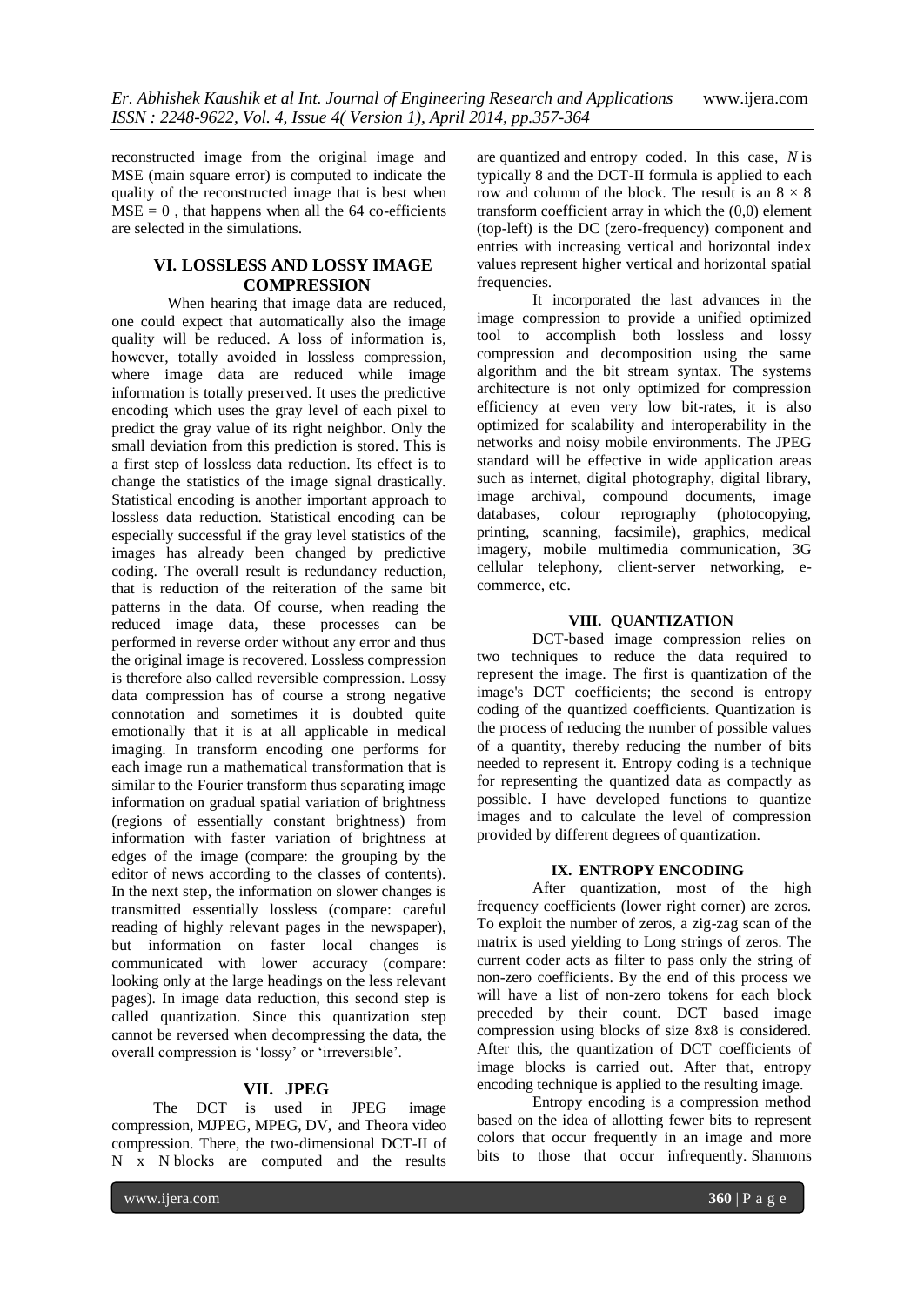reconstructed image from the original image and MSE (main square error) is computed to indicate the quality of the reconstructed image that is best when $MSE = 0$ , that happens when all the 64 co-efficients are selected in the simulations.

## VI. LOSSLESS AND LOSSY IMAGE COMPRESSION

When hearing that image data are reduced, one could expect that automatically also the image quality will be reduced. A loss of information is, however, totally avoided in lossless compression, where image data are reduced while image information is totally preserved. It uses the predictive encoding which uses the gray level of each pixel to predict the gray value of its right neighbor. Only the small deviation from this prediction is stored. This is a first step of lossless data reduction. Its effect is to change the statistics of the image signal drastically. Statistical encoding is another important approach to lossless data reduction. Statistical encoding can be especially successful if the gray level statistics of the images has already been changed by predictive coding. The overall result is redundancy reduction, that is reduction of the reiteration of the same bit patterns in the data. Of course, when reading the reduced image data, these processes can be performed in reverse order without any error and thus the original image is recovered. Lossless compression is therefore also called reversible compression. Lossy data compression has of course a strong negative connotation and sometimes it is doubted quite emotionally that it is at all applicable in medical imaging. In transform encoding one performs for each image run a mathematical transformation that is similar to the Fourier transform thus separating image information on gradual spatial variation of brightness (regions of essentially constant brightness) from information with faster variation of brightness at edges of the image (compare: the grouping by the editor of news according to the classes of contents). In the next step, the information on slower changes is transmitted essentially lossless (compare: careful reading of highly relevant pages in the newspaper), but information on faster local changes is communicated with lower accuracy (compare: looking only at the large headings on the less relevant pages). In image data reduction, this second step is called quantization. Since this quantization step cannot be reversed when decompressing the data, the overall compression is 'lossy' or 'irreversible'.

## VII. JPEG

The DCT is used in JPEG image compression, MJPEG, MPEG, DV, and Theora video compression. There, the two-dimensional DCT-II of N x N blocks are computed and the results are quantized and entropy coded. In this case, *N* is typically 8 and the DCT-II formula is applied to each row and column of the block. The result is an $8 \times 8$ transform coefficient array in which the (0,0) element (top-left) is the DC (zero-frequency) component and entries with increasing vertical and horizontal index values represent higher vertical and horizontal spatial frequencies.

It incorporated the last advances in the image compression to provide a unified optimized tool to accomplish both lossless and lossy compression and decomposition using the same algorithm and the bit stream syntax. The systems architecture is not only optimized for compression efficiency at even very low bit-rates, it is also optimized for scalability and interoperability in the networks and noisy mobile environments. The JPEG standard will be effective in wide application areas such as internet, digital photography, digital library, image archival, compound documents, image databases, colour reprography (photocopying, printing, scanning, facsimile), graphics, medical imagery, mobile multimedia communication, 3G cellular telephony, client-server networking, e-commerce, etc.

## VIII. QUANTIZATION

DCT-based image compression relies on two techniques to reduce the data required to represent the image. The first is quantization of the image's DCT coefficients; the second is entropy coding of the quantized coefficients. Quantization is the process of reducing the number of possible values of a quantity, thereby reducing the number of bits needed to represent it. Entropy coding is a technique for representing the quantized data as compactly as possible. I have developed functions to quantize images and to calculate the level of compression provided by different degrees of quantization.

## IX. ENTROPY ENCODING

After quantization, most of the high frequency coefficients (lower right corner) are zeros. To exploit the number of zeros, a zig-zag scan of the matrix is used yielding to Long strings of zeros. The current coder acts as filter to pass only the string of non-zero coefficients. By the end of this process we will have a list of non-zero tokens for each block preceded by their count. DCT based image compression using blocks of size 8x8 is considered. After this, the quantization of DCT coefficients of image blocks is carried out. After that, entropy encoding technique is applied to the resulting image.

Entropy encoding is a compression method based on the idea of allotting fewer bits to represent colors that occur frequently in an image and more bits to those that occur infrequently. Shannons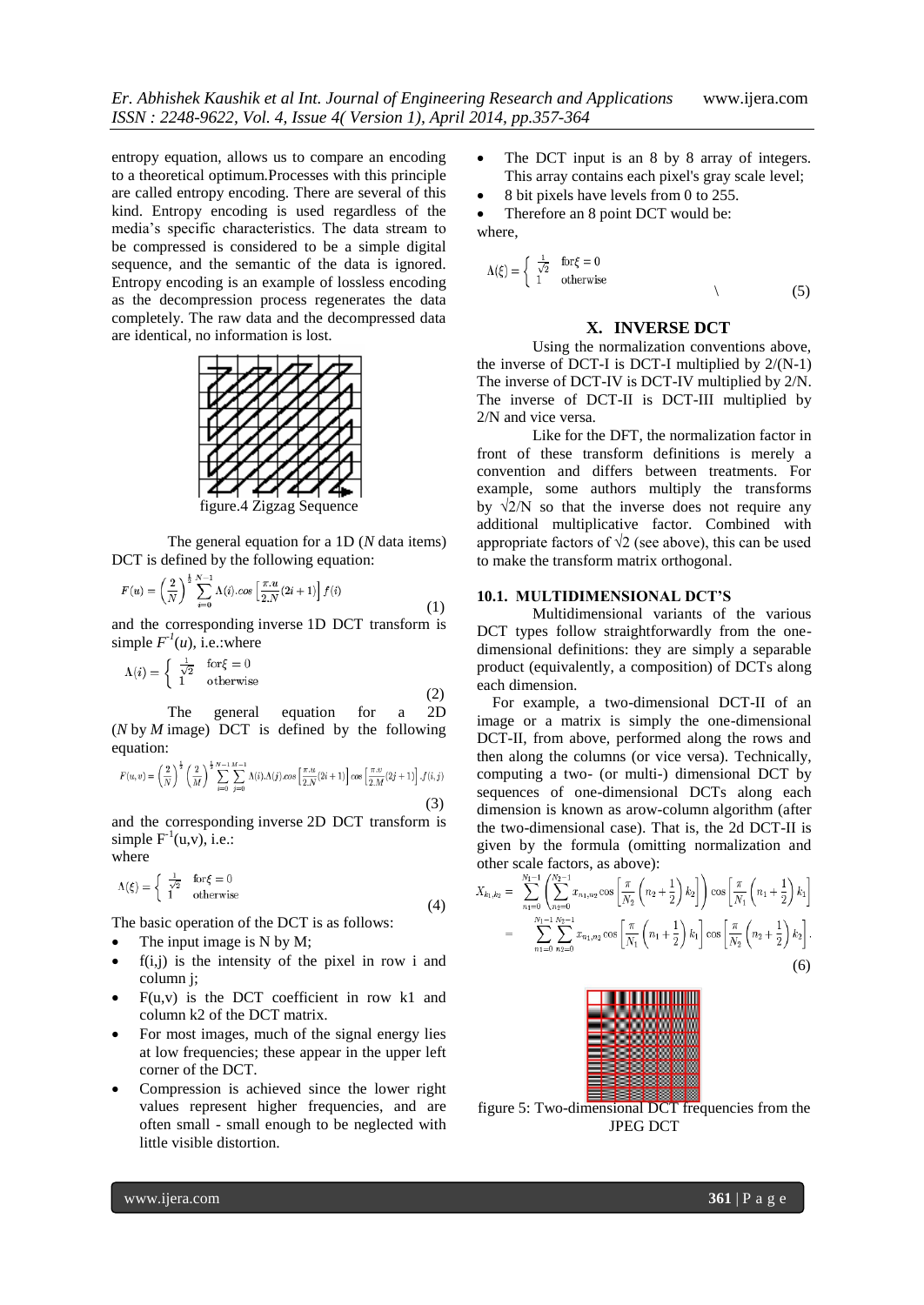entropy equation, allows us to compare an encoding to a theoretical optimum.Processes with this principle are called entropy encoding. There are several of this kind. Entropy encoding is used regardless of the media's specific characteristics. The data stream to be compressed is considered to be a simple digital sequence, and the semantic of the data is ignored. Entropy encoding is an example of lossless encoding as the decompression process regenerates the data completely. The raw data and the decompressed data are identical, no information is lost.

figure.4 Zigzag Sequence

The general equation for a 1D (*N* data items) DCT is defined by the following equation:

$$F(u) = \left(\frac{2}{N}\right)^{\frac{1}{2}} \sum_{i=0}^{N-1} \Lambda(i).cos\left[\frac{\pi.u}{2.N}(2i+1)\right] f(i) \tag{1}$$

and the corresponding inverse 1D DCT transform is simple $F^{-1}(u)$, i.e.:where

$$\Lambda(i) = \begin{cases} \frac{1}{\sqrt{2}} & \text{for}\xi = 0 \\ 1 & \text{otherwise} \end{cases} \tag{2}$$

The general equation for a 2D (*N* by *M* image) DCT is defined by the following equation:

$$F(u,v) = \left(\frac{2}{N}\right)^{\frac{1}{2}} \left(\frac{2}{M}\right)^{\frac{1}{2}} \sum_{i=0}^{N-1} \sum_{j=0}^{M-1} \Lambda(i).\Lambda(j).cos\left[\frac{\pi.u}{2.N}(2i+1)\right] cos\left[\frac{\pi.v}{2.M}(2j+1)\right].f(i,j) \tag{3}$$

and the corresponding inverse 2D DCT transform is simple $F^{-1}(u,v)$, i.e.:
where

$$\Lambda(\xi) = \begin{cases} \frac{1}{\sqrt{2}} & \text{for}\xi = 0 \\ 1 & \text{otherwise} \end{cases} \tag{4}$$

The basic operation of the DCT is as follows:

- The input image is N by M;
- f(i,j) is the intensity of the pixel in row i and column j;
- F(u,v) is the DCT coefficient in row k1 and column k2 of the DCT matrix.
- For most images, much of the signal energy lies at low frequencies; these appear in the upper left corner of the DCT.
- Compression is achieved since the lower right values represent higher frequencies, and are often small - small enough to be neglected with little visible distortion.
- The DCT input is an 8 by 8 array of integers. This array contains each pixel's gray scale level;
- 8 bit pixels have levels from 0 to 255.
- Therefore an 8 point DCT would be:

where,

$$\Lambda(\xi) = \begin{cases} \frac{1}{\sqrt{2}} & \text{for}\xi = 0 \\ 1 & \text{otherwise} \end{cases} \tag{5}$$

## X. INVERSE DCT

Using the normalization conventions above, the inverse of DCT-I is DCT-I multiplied by 2/(N-1) The inverse of DCT-IV is DCT-IV multiplied by 2/N. The inverse of DCT-II is DCT-III multiplied by 2/N and vice versa.

Like for the DFT, the normalization factor in front of these transform definitions is merely a convention and differs between treatments. For example, some authors multiply the transforms by $\sqrt{2/N}$ so that the inverse does not require any additional multiplicative factor. Combined with appropriate factors of $\sqrt{2}$ (see above), this can be used to make the transform matrix orthogonal.

### 10.1. MULTIDIMENSIONAL DCT'S

Multidimensional variants of the various DCT types follow straightforwardly from the one-dimensional definitions: they are simply a separable product (equivalently, a composition) of DCTs along each dimension.

For example, a two-dimensional DCT-II of an image or a matrix is simply the one-dimensional DCT-II, from above, performed along the rows and then along the columns (or vice versa). Technically, computing a two- (or multi-) dimensional DCT by sequences of one-dimensional DCTs along each dimension is known as arow-column algorithm (after the two-dimensional case). That is, the 2d DCT-II is given by the formula (omitting normalization and other scale factors, as above):

$$\begin{aligned} X_{k_1,k_2} &= \sum_{n_1=0}^{N_1-1} \left( \sum_{n_2=0}^{N_2-1} x_{n_1,n_2} \cos\left[\frac{\pi}{N_2}\left(n_2+\frac{1}{2}\right)k_2\right] \right) \cos\left[\frac{\pi}{N_1}\left(n_1+\frac{1}{2}\right)k_1\right] \\ &= \sum_{n_1=0}^{N_1-1} \sum_{n_2=0}^{N_2-1} x_{n_1,n_2} \cos\left[\frac{\pi}{N_1}\left(n_1+\frac{1}{2}\right)k_1\right] \cos\left[\frac{\pi}{N_2}\left(n_2+\frac{1}{2}\right)k_2\right]. \end{aligned} \tag{6}$$

figure 5: Two-dimensional DCT frequencies from the JPEG DCT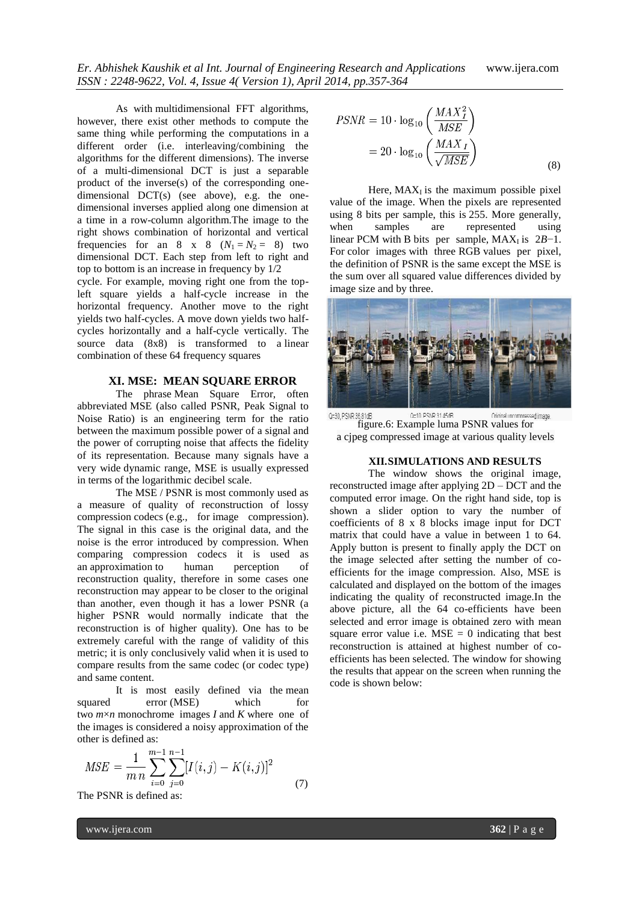As with multidimensional FFT algorithms, however, there exist other methods to compute the same thing while performing the computations in a different order (i.e. interleaving/combining the algorithms for the different dimensions). The inverse of a multi-dimensional DCT is just a separable product of the inverse(s) of the corresponding one-dimensional DCT(s) (see above), e.g. the one-dimensional inverses applied along one dimension at a time in a row-column algorithm.The image to the right shows combination of horizontal and vertical frequencies for an 8 x 8 ($N_1 = N_2 = 8$) two dimensional DCT. Each step from left to right and top to bottom is an increase in frequency by 1/2 cycle. For example, moving right one from the top-left square yields a half-cycle increase in the horizontal frequency. Another move to the right yields two half-cycles. A move down yields two half-cycles horizontally and a half-cycle vertically. The source data (8x8) is transformed to a linear combination of these 64 frequency squares

## XI. MSE: MEAN SQUARE ERROR

The phrase Mean Square Error, often abbreviated MSE (also called PSNR, Peak Signal to Noise Ratio) is an engineering term for the ratio between the maximum possible power of a signal and the power of corrupting noise that affects the fidelity of its representation. Because many signals have a very wide dynamic range, MSE is usually expressed in terms of the logarithmic decibel scale.

The MSE / PSNR is most commonly used as a measure of quality of reconstruction of lossy compression codecs (e.g., for image compression). The signal in this case is the original data, and the noise is the error introduced by compression. When comparing compression codecs it is used as an approximation to human perception of reconstruction quality, therefore in some cases one reconstruction may appear to be closer to the original than another, even though it has a lower PSNR (a higher PSNR would normally indicate that the reconstruction is of higher quality). One has to be extremely careful with the range of validity of this metric; it is only conclusively valid when it is used to compare results from the same codec (or codec type) and same content.

It is most easily defined via the mean squared error (MSE) which for two $m \times n$ monochrome images $I$ and $K$ where one of the images is considered a noisy approximation of the other is defined as:

$$MSE = \frac{1}{m\,n} \sum_{i=0}^{m-1} \sum_{j=0}^{n-1} [I(i,j) - K(i,j)]^2 \tag{7}$$

The PSNR is defined as:

$$PSNR = 10 \cdot \log_{10}\left(\frac{MAX_I^2}{MSE}\right) = 20 \cdot \log_{10}\left(\frac{MAX_I}{\sqrt{MSE}}\right) \tag{8}$$

Here, $MAX_I$ is the maximum possible pixel value of the image. When the pixels are represented using 8 bits per sample, this is 255. More generally, when samples are represented using linear PCM with B bits per sample, $MAX_I$ is $2B-1$. For color images with three RGB values per pixel, the definition of PSNR is the same except the MSE is the sum over all squared value differences divided by image size and by three.

Q=30, PSNR 36.81dB | Q=10, PSNR 31.45dB | Original uncompressed image.

figure.6: Example luma PSNR values for a cjpeg compressed image at various quality levels

## XII. SIMULATIONS AND RESULTS

The window shows the original image, reconstructed image after applying 2D – DCT and the computed error image. On the right hand side, top is shown a slider option to vary the number of coefficients of 8 x 8 blocks image input for DCT matrix that could have a value in between 1 to 64. Apply button is present to finally apply the DCT on the image selected after setting the number of co-efficients for the image compression. Also, MSE is calculated and displayed on the bottom of the images indicating the quality of reconstructed image.In the above picture, all the 64 co-efficients have been selected and error image is obtained zero with mean square error value i.e. MSE = 0 indicating that best reconstruction is attained at highest number of co-efficients has been selected. The window for showing the results that appear on the screen when running the code is shown below: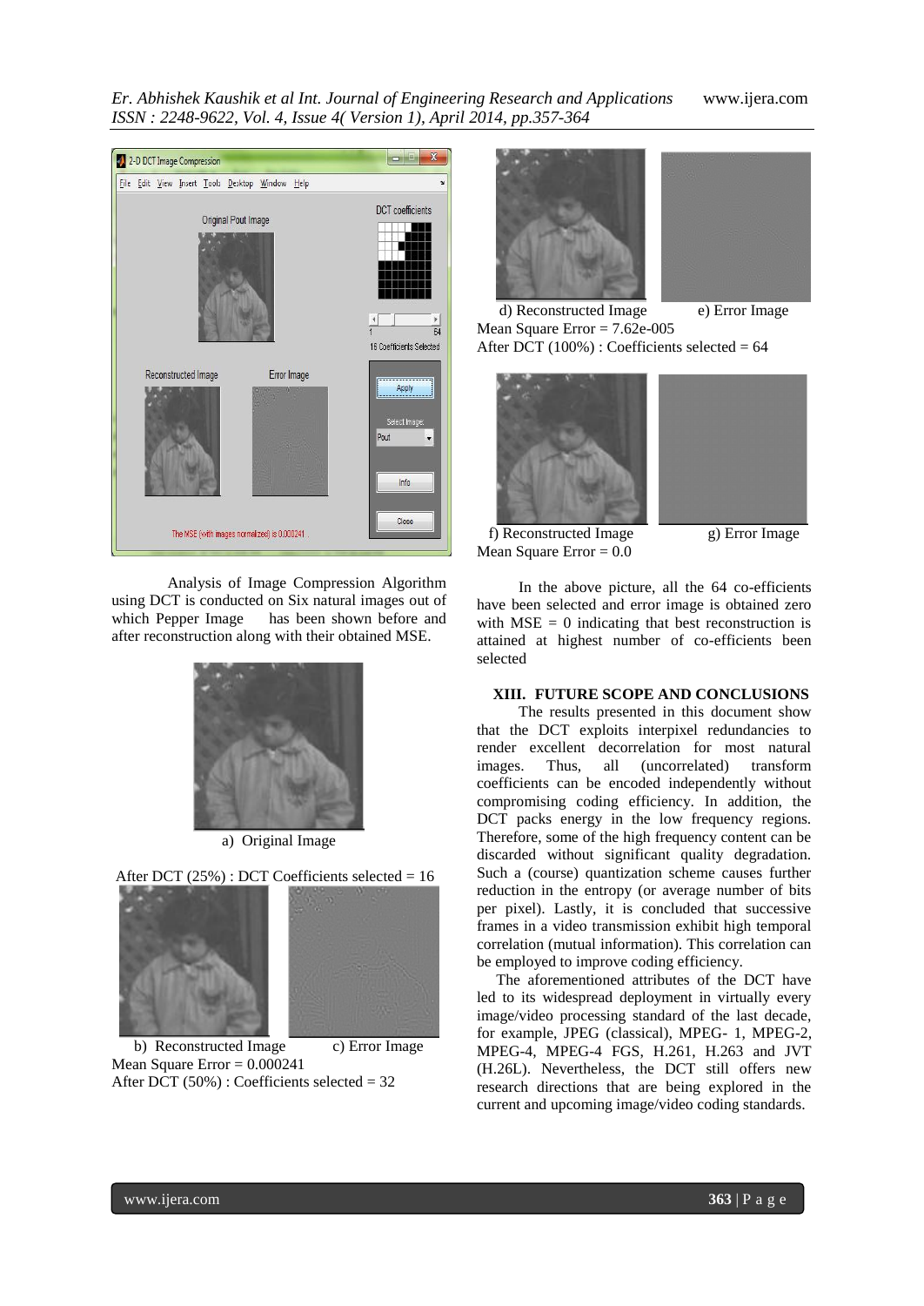Analysis of Image Compression Algorithm using DCT is conducted on Six natural images out of which Pepper Image has been shown before and after reconstruction along with their obtained MSE.

a) Original Image

After DCT (25%) : DCT Coefficients selected = 16

b) Reconstructed Image c) Error Image

Mean Square Error = 0.000241

After DCT (50%) : Coefficients selected = 32

d) Reconstructed Image e) Error Image

Mean Square Error = 7.62e-005

After DCT (100%) : Coefficients selected = 64

f) Reconstructed Image g) Error Image

Mean Square Error = 0.0

In the above picture, all the 64 co-efficients have been selected and error image is obtained zero with MSE = 0 indicating that best reconstruction is attained at highest number of co-efficients been selected

## XIII. FUTURE SCOPE AND CONCLUSIONS

The results presented in this document show that the DCT exploits interpixel redundancies to render excellent decorrelation for most natural images. Thus, all (uncorrelated) transform coefficients can be encoded independently without compromising coding efficiency. In addition, the DCT packs energy in the low frequency regions. Therefore, some of the high frequency content can be discarded without significant quality degradation. Such a (course) quantization scheme causes further reduction in the entropy (or average number of bits per pixel). Lastly, it is concluded that successive frames in a video transmission exhibit high temporal correlation (mutual information). This correlation can be employed to improve coding efficiency.

The aforementioned attributes of the DCT have led to its widespread deployment in virtually every image/video processing standard of the last decade, for example, JPEG (classical), MPEG- 1, MPEG-2, MPEG-4, MPEG-4 FGS, H.261, H.263 and JVT (H.26L). Nevertheless, the DCT still offers new research directions that are being explored in the current and upcoming image/video coding standards.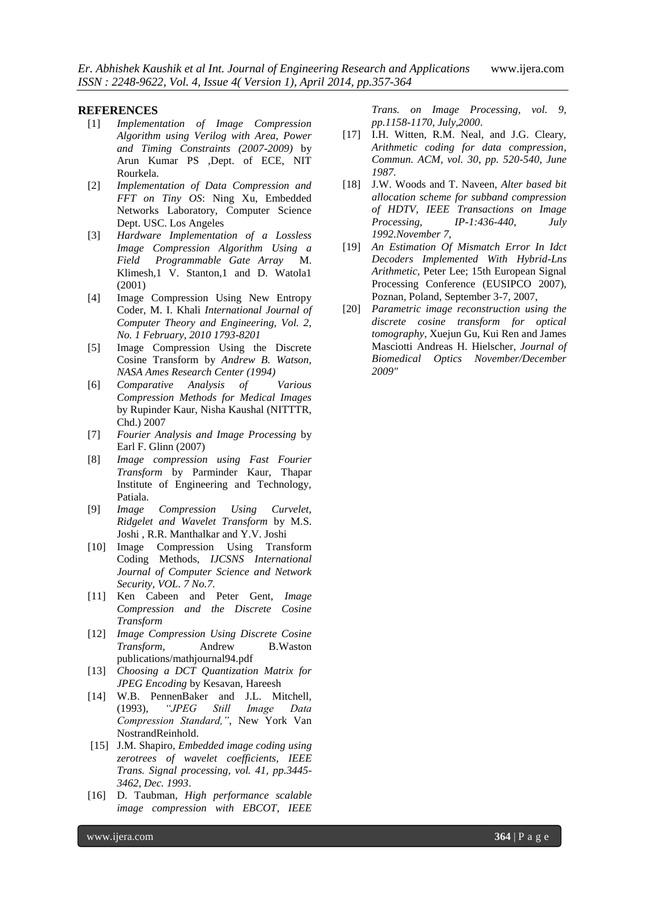## REFERENCES

[1] *Implementation of Image Compression Algorithm using Verilog with Area, Power and Timing Constraints (2007-2009)* by Arun Kumar PS ,Dept. of ECE, NIT Rourkela.

[2] *Implementation of Data Compression and FFT on Tiny OS*: Ning Xu, Embedded Networks Laboratory, Computer Science Dept. USC. Los Angeles

[3] *Hardware Implementation of a Lossless Image Compression Algorithm Using a Field Programmable Gate Array* M. Klimesh,1 V. Stanton,1 and D. Watola1 (2001)

[4] Image Compression Using New Entropy Coder, M. I. Khali *International Journal of Computer Theory and Engineering, Vol. 2, No. 1 February, 2010 1793-8201*

[5] Image Compression Using the Discrete Cosine Transform by *Andrew B. Watson, NASA Ames Research Center (1994)*

[6] *Comparative Analysis of Various Compression Methods for Medical Images* by Rupinder Kaur, Nisha Kaushal (NITTTR, Chd.) 2007

[7] *Fourier Analysis and Image Processing* by Earl F. Glinn (2007)

[8] *Image compression using Fast Fourier Transform* by Parminder Kaur, Thapar Institute of Engineering and Technology, Patiala.

[9] *Image Compression Using Curvelet, Ridgelet and Wavelet Transform* by M.S. Joshi , R.R. Manthalkar and Y.V. Joshi

[10] Image Compression Using Transform Coding Methods, *IJCSNS International Journal of Computer Science and Network Security, VOL. 7 No.7.*

[11] Ken Cabeen and Peter Gent, *Image Compression and the Discrete Cosine Transform*

[12] *Image Compression Using Discrete Cosine Transform*, Andrew B.Waston publications/mathjournal94.pdf

[13] *Choosing a DCT Quantization Matrix for JPEG Encoding* by Kesavan, Hareesh

[14] W.B. PennenBaker and J.L. Mitchell, (1993), *"JPEG Still Image Data Compression Standard,"*, New York Van NostrandReinhold.

[15] J.M. Shapiro, *Embedded image coding using zerotrees of wavelet coefficients, IEEE Trans. Signal processing, vol. 41, pp.3445-3462, Dec. 1993*.

[16] D. Taubman, *High performance scalable image compression with EBCOT, IEEE Trans. on Image Processing, vol. 9, pp.1158-1170, July,2000*.

[17] I.H. Witten, R.M. Neal, and J.G. Cleary, *Arithmetic coding for data compression, Commun. ACM, vol. 30, pp. 520-540, June 1987.*

[18] J.W. Woods and T. Naveen, *Alter based bit allocation scheme for subband compression of HDTV, IEEE Transactions on Image Processing, IP-1:436-440, July 1992.November 7,*

[19] *An Estimation Of Mismatch Error In Idct Decoders Implemented With Hybrid-Lns Arithmetic*, Peter Lee; 15th European Signal Processing Conference (EUSIPCO 2007), Poznan, Poland, September 3-7, 2007,

[20] *Parametric image reconstruction using the discrete cosine transform for optical tomography*, Xuejun Gu, Kui Ren and James Masciotti Andreas H. Hielscher, *Journal of Biomedical Optics November/December 2009"*